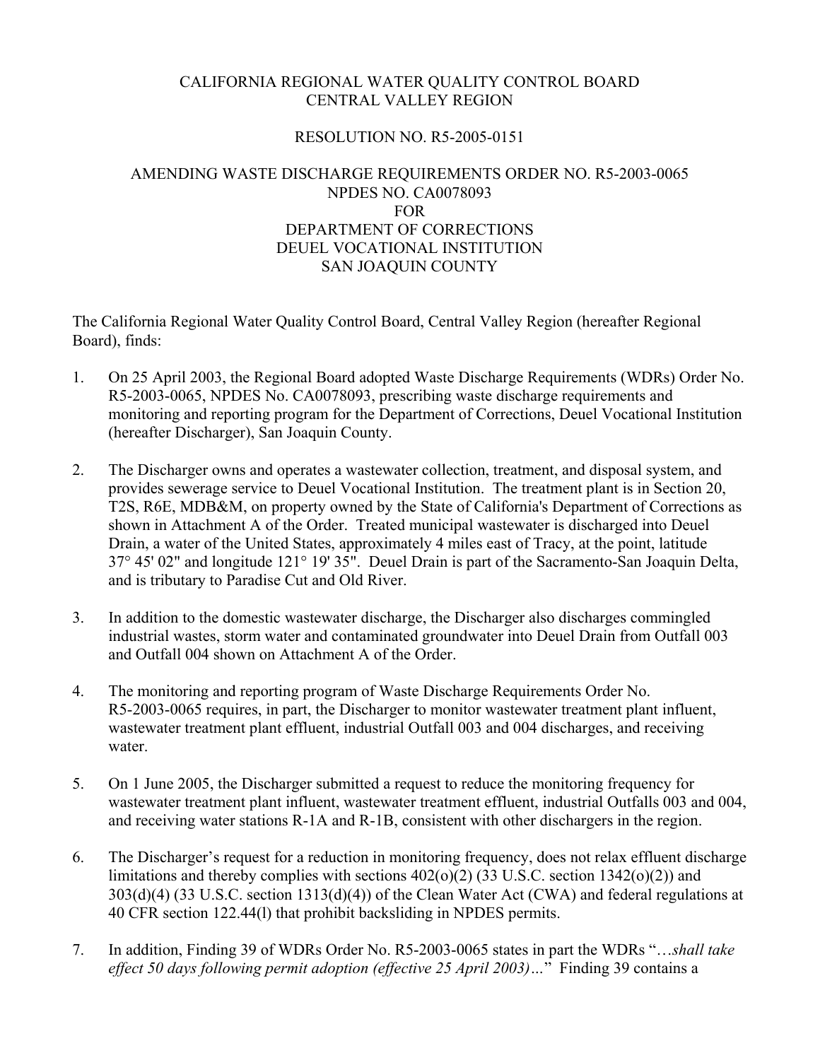CALIFORNIA REGIONAL WATER QUALITY CONTROL BOARD
CENTRAL VALLEY REGION

RESOLUTION NO. R5-2005-0151

AMENDING WASTE DISCHARGE REQUIREMENTS ORDER NO. R5-2003-0065
NPDES NO. CA0078093
FOR
DEPARTMENT OF CORRECTIONS
DEUEL VOCATIONAL INSTITUTION
SAN JOAQUIN COUNTY

The California Regional Water Quality Control Board, Central Valley Region (hereafter Regional Board), finds:

1. On 25 April 2003, the Regional Board adopted Waste Discharge Requirements (WDRs) Order No. R5-2003-0065, NPDES No. CA0078093, prescribing waste discharge requirements and monitoring and reporting program for the Department of Corrections, Deuel Vocational Institution (hereafter Discharger), San Joaquin County.

2. The Discharger owns and operates a wastewater collection, treatment, and disposal system, and provides sewerage service to Deuel Vocational Institution. The treatment plant is in Section 20, T2S, R6E, MDB&M, on property owned by the State of California's Department of Corrections as shown in Attachment A of the Order. Treated municipal wastewater is discharged into Deuel Drain, a water of the United States, approximately 4 miles east of Tracy, at the point, latitude 37° 45' 02" and longitude 121° 19' 35". Deuel Drain is part of the Sacramento-San Joaquin Delta, and is tributary to Paradise Cut and Old River.

3. In addition to the domestic wastewater discharge, the Discharger also discharges commingled industrial wastes, storm water and contaminated groundwater into Deuel Drain from Outfall 003 and Outfall 004 shown on Attachment A of the Order.

4. The monitoring and reporting program of Waste Discharge Requirements Order No. R5-2003-0065 requires, in part, the Discharger to monitor wastewater treatment plant influent, wastewater treatment plant effluent, industrial Outfall 003 and 004 discharges, and receiving water.

5. On 1 June 2005, the Discharger submitted a request to reduce the monitoring frequency for wastewater treatment plant influent, wastewater treatment effluent, industrial Outfalls 003 and 004, and receiving water stations R-1A and R-1B, consistent with other dischargers in the region.

6. The Discharger's request for a reduction in monitoring frequency, does not relax effluent discharge limitations and thereby complies with sections 402(o)(2) (33 U.S.C. section 1342(o)(2)) and 303(d)(4) (33 U.S.C. section 1313(d)(4)) of the Clean Water Act (CWA) and federal regulations at 40 CFR section 122.44(l) that prohibit backsliding in NPDES permits.

7. In addition, Finding 39 of WDRs Order No. R5-2003-0065 states in part the WDRs "*…shall take effect 50 days following permit adoption (effective 25 April 2003)…*" Finding 39 contains a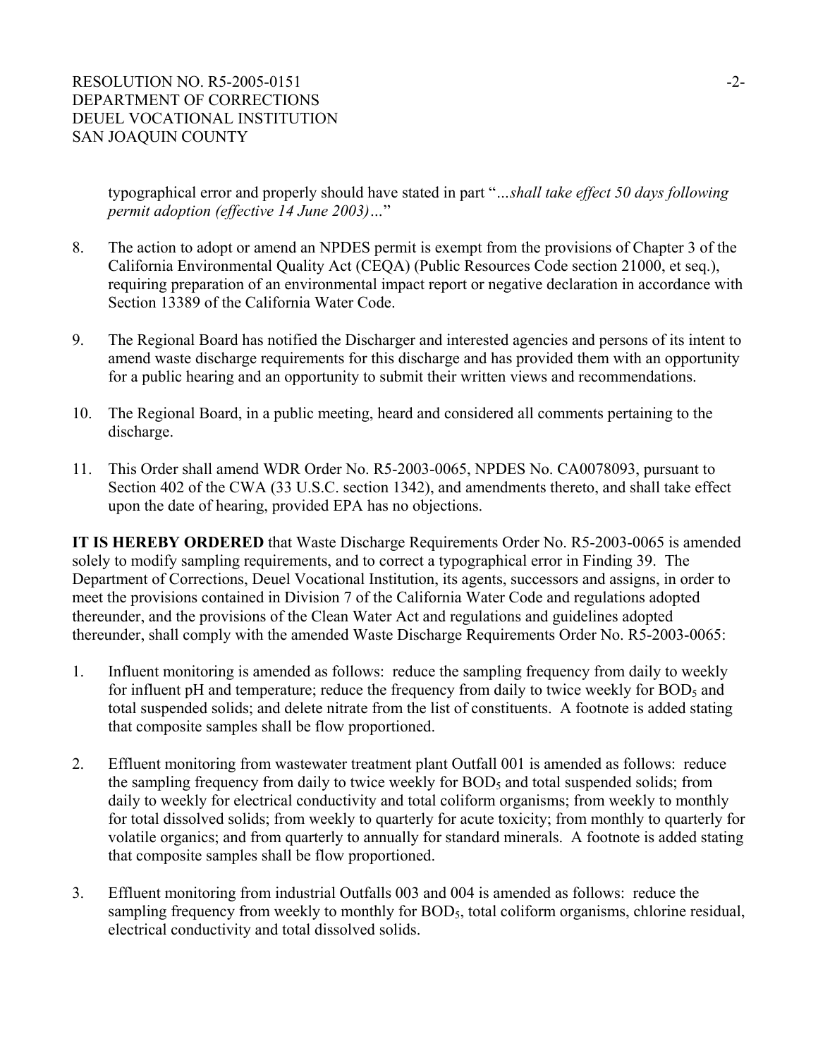typographical error and properly should have stated in part "*...shall take effect 50 days following permit adoption (effective 14 June 2003)...*"

8. The action to adopt or amend an NPDES permit is exempt from the provisions of Chapter 3 of the California Environmental Quality Act (CEQA) (Public Resources Code section 21000, et seq.), requiring preparation of an environmental impact report or negative declaration in accordance with Section 13389 of the California Water Code.

9. The Regional Board has notified the Discharger and interested agencies and persons of its intent to amend waste discharge requirements for this discharge and has provided them with an opportunity for a public hearing and an opportunity to submit their written views and recommendations.

10. The Regional Board, in a public meeting, heard and considered all comments pertaining to the discharge.

11. This Order shall amend WDR Order No. R5-2003-0065, NPDES No. CA0078093, pursuant to Section 402 of the CWA (33 U.S.C. section 1342), and amendments thereto, and shall take effect upon the date of hearing, provided EPA has no objections.

**IT IS HEREBY ORDERED** that Waste Discharge Requirements Order No. R5-2003-0065 is amended solely to modify sampling requirements, and to correct a typographical error in Finding 39. The Department of Corrections, Deuel Vocational Institution, its agents, successors and assigns, in order to meet the provisions contained in Division 7 of the California Water Code and regulations adopted thereunder, and the provisions of the Clean Water Act and regulations and guidelines adopted thereunder, shall comply with the amended Waste Discharge Requirements Order No. R5-2003-0065:

1. Influent monitoring is amended as follows: reduce the sampling frequency from daily to weekly for influent pH and temperature; reduce the frequency from daily to twice weekly for $BOD_5$ and total suspended solids; and delete nitrate from the list of constituents. A footnote is added stating that composite samples shall be flow proportioned.

2. Effluent monitoring from wastewater treatment plant Outfall 001 is amended as follows: reduce the sampling frequency from daily to twice weekly for $BOD_5$ and total suspended solids; from daily to weekly for electrical conductivity and total coliform organisms; from weekly to monthly for total dissolved solids; from weekly to quarterly for acute toxicity; from monthly to quarterly for volatile organics; and from quarterly to annually for standard minerals. A footnote is added stating that composite samples shall be flow proportioned.

3. Effluent monitoring from industrial Outfalls 003 and 004 is amended as follows: reduce the sampling frequency from weekly to monthly for $BOD_5$, total coliform organisms, chlorine residual, electrical conductivity and total dissolved solids.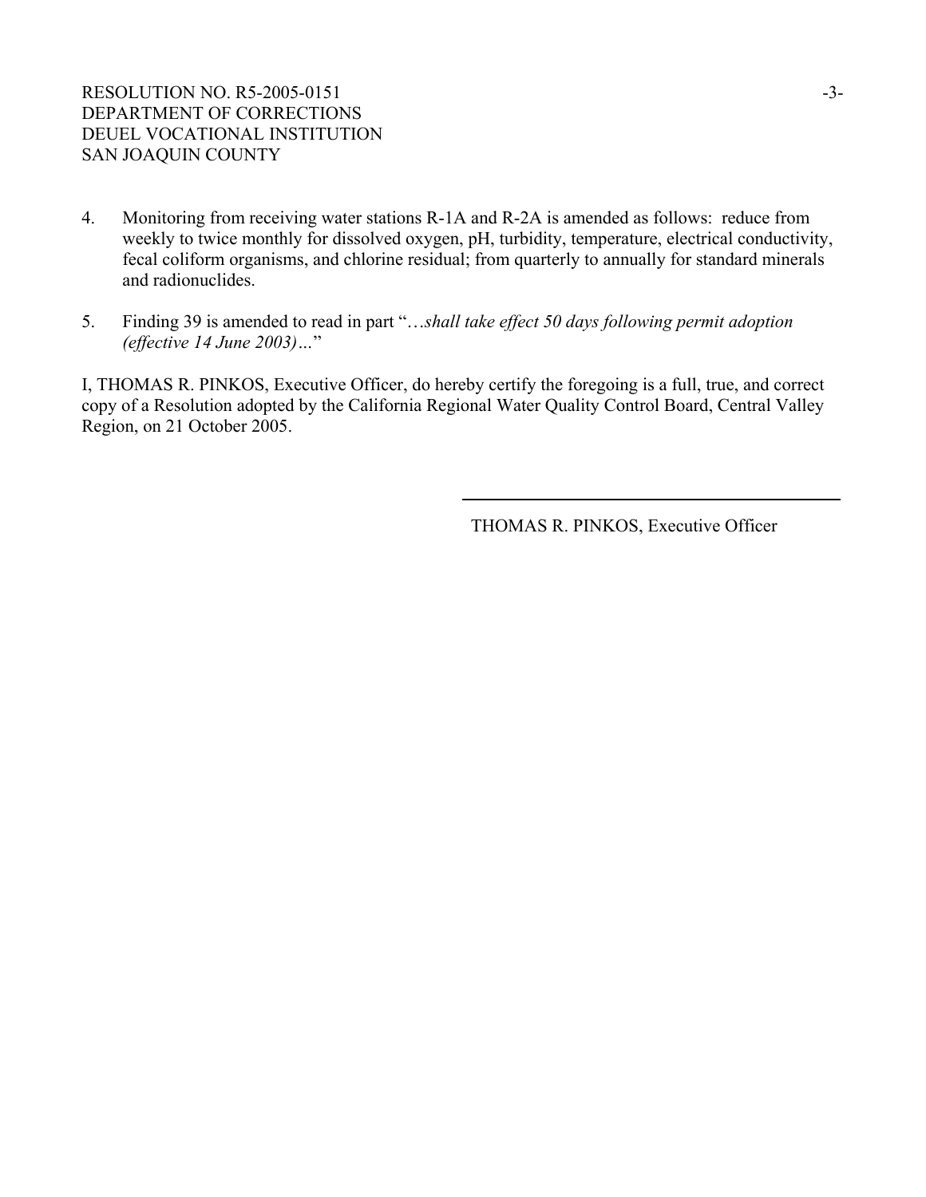4. Monitoring from receiving water stations R-1A and R-2A is amended as follows: reduce from weekly to twice monthly for dissolved oxygen, pH, turbidity, temperature, electrical conductivity, fecal coliform organisms, and chlorine residual; from quarterly to annually for standard minerals and radionuclides.

5. Finding 39 is amended to read in part "*…shall take effect 50 days following permit adoption (effective 14 June 2003)…*"

I, THOMAS R. PINKOS, Executive Officer, do hereby certify the foregoing is a full, true, and correct copy of a Resolution adopted by the California Regional Water Quality Control Board, Central Valley Region, on 21 October 2005.

THOMAS R. PINKOS, Executive Officer